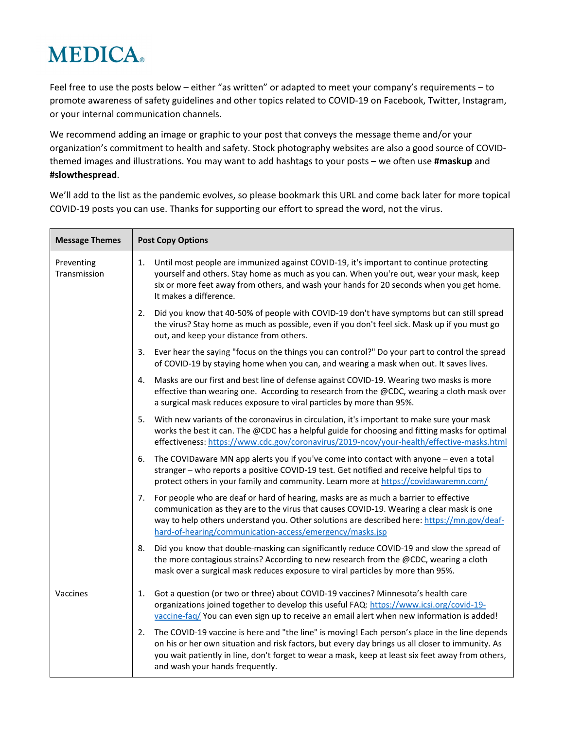# MEDICA®

Feel free to use the posts below – either "as written" or adapted to meet your company's requirements – to promote awareness of safety guidelines and other topics related to COVID-19 on Facebook, Twitter, Instagram, or your internal communication channels.

We recommend adding an image or graphic to your post that conveys the message theme and/or your organization's commitment to health and safety. Stock photography websites are also a good source of COVID-themed images and illustrations. You may want to add hashtags to your posts – we often use **#maskup** and **#slowthespread**.

We'll add to the list as the pandemic evolves, so please bookmark this URL and come back later for more topical COVID-19 posts you can use. Thanks for supporting our effort to spread the word, not the virus.

| Message Themes | Post Copy Options |
|---|---|
| Preventing Transmission | 1. Until most people are immunized against COVID-19, it's important to continue protecting yourself and others. Stay home as much as you can. When you're out, wear your mask, keep six or more feet away from others, and wash your hands for 20 seconds when you get home. It makes a difference.<br>2. Did you know that 40-50% of people with COVID-19 don't have symptoms but can still spread the virus? Stay home as much as possible, even if you don't feel sick. Mask up if you must go out, and keep your distance from others.<br>3. Ever hear the saying "focus on the things you can control?" Do your part to control the spread of COVID-19 by staying home when you can, and wearing a mask when out. It saves lives.<br>4. Masks are our first and best line of defense against COVID-19. Wearing two masks is more effective than wearing one. According to research from the @CDC, wearing a cloth mask over a surgical mask reduces exposure to viral particles by more than 95%.<br>5. With new variants of the coronavirus in circulation, it's important to make sure your mask works the best it can. The @CDC has a helpful guide for choosing and fitting masks for optimal effectiveness: https://www.cdc.gov/coronavirus/2019-ncov/your-health/effective-masks.html<br>6. The COVIDaware MN app alerts you if you've come into contact with anyone – even a total stranger – who reports a positive COVID-19 test. Get notified and receive helpful tips to protect others in your family and community. Learn more at https://covidawaremn.com/<br>7. For people who are deaf or hard of hearing, masks are as much a barrier to effective communication as they are to the virus that causes COVID-19. Wearing a clear mask is one way to help others understand you. Other solutions are described here: https://mn.gov/deaf-hard-of-hearing/communication-access/emergency/masks.jsp<br>8. Did you know that double-masking can significantly reduce COVID-19 and slow the spread of the more contagious strains? According to new research from the @CDC, wearing a cloth mask over a surgical mask reduces exposure to viral particles by more than 95%. |
| Vaccines | 1. Got a question (or two or three) about COVID-19 vaccines? Minnesota's health care organizations joined together to develop this useful FAQ: https://www.icsi.org/covid-19-vaccine-faq/ You can even sign up to receive an email alert when new information is added!<br>2. The COVID-19 vaccine is here and "the line" is moving! Each person's place in the line depends on his or her own situation and risk factors, but every day brings us all closer to immunity. As you wait patiently in line, don't forget to wear a mask, keep at least six feet away from others, and wash your hands frequently. |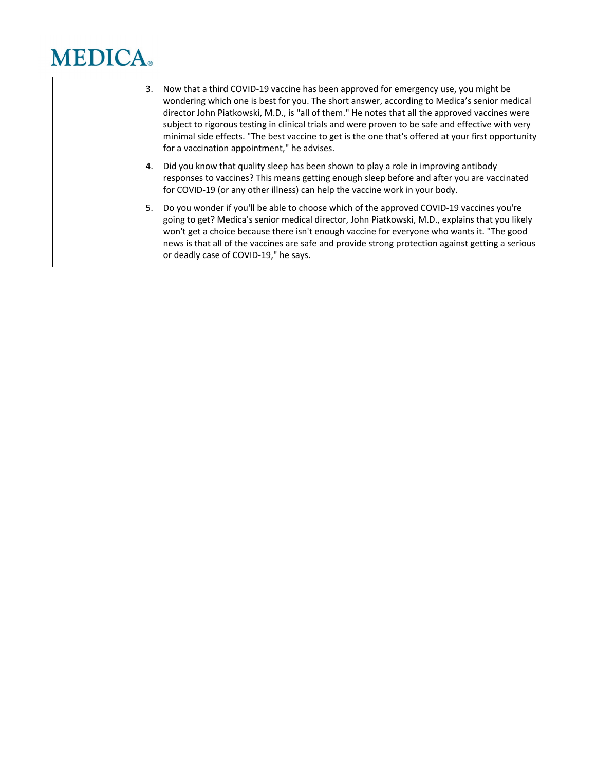# MEDICA

| | |
|---|---|
| | 3. Now that a third COVID-19 vaccine has been approved for emergency use, you might be wondering which one is best for you. The short answer, according to Medica's senior medical director John Piatkowski, M.D., is "all of them." He notes that all the approved vaccines were subject to rigorous testing in clinical trials and were proven to be safe and effective with very minimal side effects. "The best vaccine to get is the one that's offered at your first opportunity for a vaccination appointment," he advises.<br><br>4. Did you know that quality sleep has been shown to play a role in improving antibody responses to vaccines? This means getting enough sleep before and after you are vaccinated for COVID-19 (or any other illness) can help the vaccine work in your body.<br><br>5. Do you wonder if you'll be able to choose which of the approved COVID-19 vaccines you're going to get? Medica's senior medical director, John Piatkowski, M.D., explains that you likely won't get a choice because there isn't enough vaccine for everyone who wants it. "The good news is that all of the vaccines are safe and provide strong protection against getting a serious or deadly case of COVID-19," he says. |